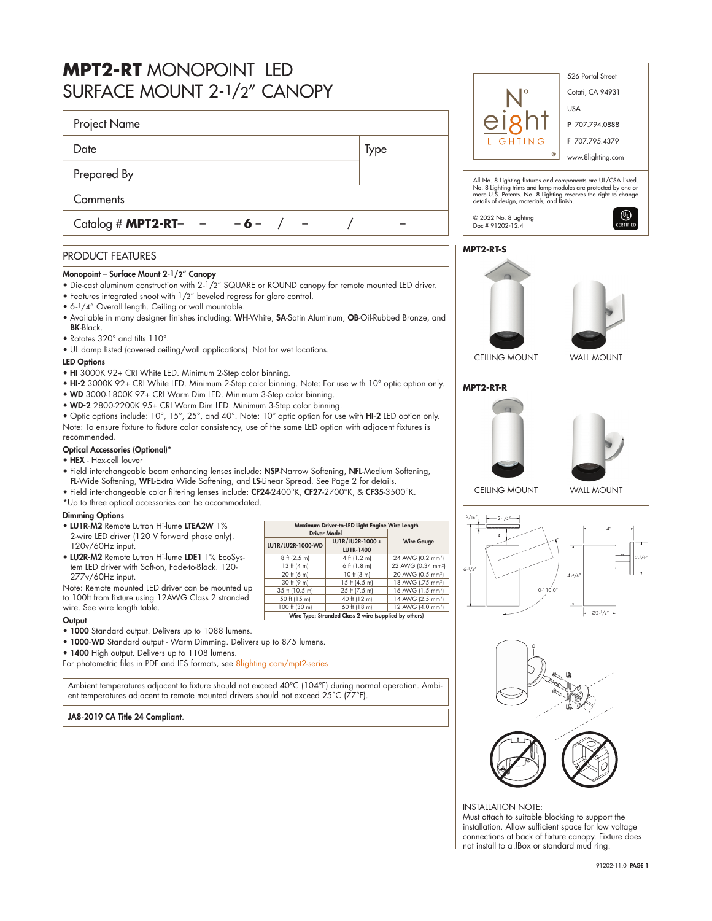# **MPT2-RT** MONOPOINT | LED SURFACE MOUNT 2-1/2" CANOPY

| Project Name | |
|---|---|
| Date | Type |
| Prepared By | |
| Comments | |
| Catalog # **MPT2-RT**– – – **6** – / – / – | |

N° eight LIGHTING ®

526 Portal Street
Cotati, CA 94931
USA
**P** 707.794.0888
**F** 707.795.4379
www.8lighting.com

All No. 8 Lighting fixtures and components are UL/CSA listed. No. 8 Lighting trims and lamp modules are protected by one or more U.S. Patents. No. 8 Lighting reserves the right to change details of design, materials, and finish.

© 2022 No. 8 Lighting
Doc # 91202-12.4

## PRODUCT FEATURES

### Monopoint – Surface Mount 2-1/2" Canopy

- Die-cast aluminum construction with 2-1/2" SQUARE or ROUND canopy for remote mounted LED driver.
- Features integrated snoot with 1/2" beveled regress for glare control.
- 6-1/4" Overall length. Ceiling or wall mountable.
- Available in many designer finishes including: **WH**-White, **SA**-Satin Aluminum, **OB**-Oil-Rubbed Bronze, and **BK**-Black.
- Rotates 320° and tilts 110°.
- UL damp listed (covered ceiling/wall applications). Not for wet locations.

### LED Options

- **HI** 3000K 92+ CRI White LED. Minimum 2-Step color binning.
- **HI-2** 3000K 92+ CRI White LED. Minimum 2-Step color binning. Note: For use with 10° optic option only.
- **WD** 3000-1800K 97+ CRI Warm Dim LED. Minimum 3-Step color binning.
- **WD-2** 2800-2200K 95+ CRI Warm Dim LED. Minimum 3-Step color binning.
- Optic options include: 10°, 15°, 25°, and 40°. Note: 10° optic option for use with **HI-2** LED option only.

Note: To ensure fixture to fixture color consistency, use of the same LED option with adjacent fixtures is recommended.

### Optical Accessories (Optional)*

- **HEX** - Hex-cell louver
- Field interchangeable beam enhancing lenses include: **NSP**-Narrow Softening, **NFL**-Medium Softening, **FL**-Wide Softening, **WFL**-Extra Wide Softening, and **LS**-Linear Spread. See Page 2 for details.
- Field interchangeable color filtering lenses include: **CF24**-2400°K, **CF27**-2700°K, & **CF35**-3500°K.

*Up to three optical accessories can be accommodated.

### Dimming Options

- **LU1R-M2** Remote Lutron Hi-lume **LTEA2W** 1% 2-wire LED driver (120 V forward phase only). 120v/60Hz input.
- **LU2R-M2** Remote Lutron Hi-lume **LDE1** 1% EcoSystem LED driver with Soft-on, Fade-to-Black. 120-277v/60Hz input.

Note: Remote mounted LED driver can be mounted up to 100ft from fixture using 12AWG Class 2 stranded wire. See wire length table.

| Maximum Driver-to-LED Light Engine Wire Length | | |
|---|---|---|
| Driver Model | | Wire Gauge |
| LU1R/LU2R-1000-WD | LU1R/LU2R-1000 + LU1R-1400 | |
| 8 ft (2.5 m) | 4 ft (1.2 m) | 24 AWG (0.2 mm²) |
| 13 ft (4 m) | 6 ft (1.8 m) | 22 AWG (0.34 mm²) |
| 20 ft (6 m) | 10 ft (3 m) | 20 AWG (0.5 mm²) |
| 30 ft (9 m) | 15 ft (4.5 m) | 18 AWG (.75 mm²) |
| 35 ft (10.5 m) | 25 ft (7.5 m) | 16 AWG (1.5 mm²) |
| 50 ft (15 m) | 40 ft (12 m) | 14 AWG (2.5 mm²) |
| 100 ft (30 m) | 60 ft (18 m) | 12 AWG (4.0 mm²) |
| Wire Type: Stranded Class 2 wire (supplied by others) | | |

### Output

- **1000** Standard output. Delivers up to 1088 lumens.
- **1000-WD** Standard output - Warm Dimming. Delivers up to 875 lumens.
- **1400** High output. Delivers up to 1108 lumens.

For photometric files in PDF and IES formats, see 8lighting.com/mpt2-series

Ambient temperatures adjacent to fixture should not exceed 40°C (104°F) during normal operation. Ambient temperatures adjacent to remote mounted drivers should not exceed 25°C (77°F).

**JA8-2019 CA Title 24 Compliant**.

**MPT2-RT-S**

CEILING MOUNT WALL MOUNT

**MPT2-RT-R**

CEILING MOUNT WALL MOUNT

5/16" 2-1/2" 4" 6-1/4" 0-110.0° 4-5/8" 2-1/2" Ø2-1/2"

INSTALLATION NOTE:
Must attach to suitable blocking to support the installation. Allow sufficient space for low voltage connections at back of fixture canopy. Fixture does not install to a JBox or standard mud ring.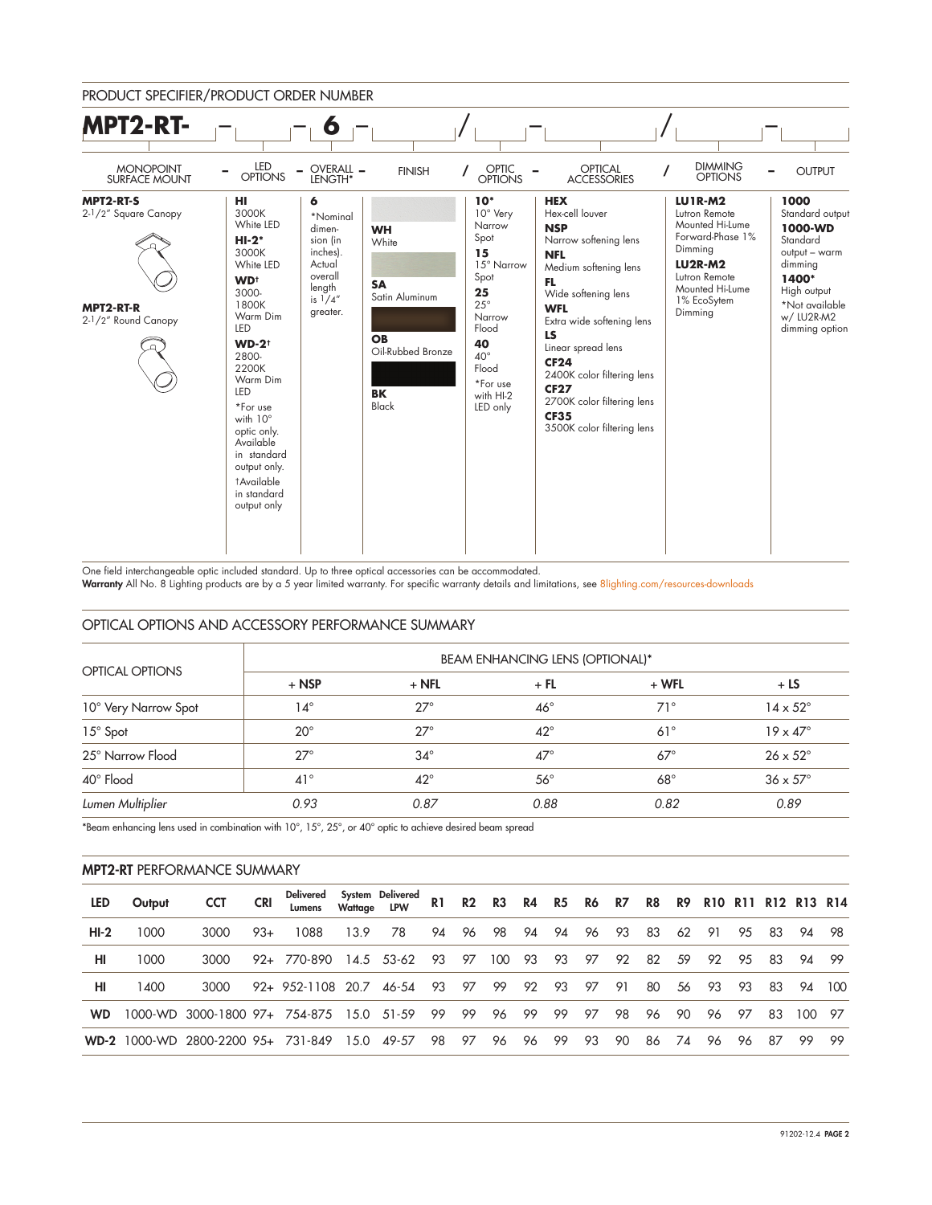## PRODUCT SPECIFIER/PRODUCT ORDER NUMBER

**MPT2-RT-** ___ – **6** – ___ / ___ – ___ / ___ – ___

| MONOPOINT SURFACE MOUNT | – LED OPTIONS | – OVERALL LENGTH* | – FINISH | / OPTIC OPTIONS | – OPTICAL ACCESSORIES | / DIMMING OPTIONS | – OUTPUT |
|---|---|---|---|---|---|---|---|
| **MPT2-RT-S** 2-1/2" Square Canopy<br>**MPT2-RT-R** 2-1/2" Round Canopy | **HI** 3000K White LED<br>**HI-2*** 3000K White LED<br>**WD†** 3000-1800K Warm Dim LED<br>**WD-2†** 2800-2200K Warm Dim LED<br>*For use with 10° optic only. Available in standard output only.<br>†Available in standard output only | **6**<br>*Nominal dimension (in inches). Actual overall length is 1/4" greater. | **WH** White<br>**SA** Satin Aluminum<br>**OB** Oil-Rubbed Bronze<br>**BK** Black | **10*** 10° Very Narrow Spot<br>**15** 15° Narrow Spot<br>**25** 25° Narrow Flood<br>**40** 40° Flood<br>*For use with HI-2 LED only | **HEX** Hex-cell louver<br>**NSP** Narrow softening lens<br>**NFL** Medium softening lens<br>**FL** Wide softening lens<br>**WFL** Extra wide softening lens<br>**LS** Linear spread lens<br>**CF24** 2400K color filtering lens<br>**CF27** 2700K color filtering lens<br>**CF35** 3500K color filtering lens | **LU1R-M2** Lutron Remote Mounted Hi-Lume Forward-Phase 1% Dimming<br>**LU2R-M2** Lutron Remote Mounted Hi-Lume 1% EcoSytem Dimming | **1000** Standard output<br>**1000-WD** Standard output – warm dimming<br>**1400*** High output<br>*Not available w/ LU2R-M2 dimming option |

One field interchangeable optic included standard. Up to three optical accessories can be accommodated.
**Warranty** All No. 8 Lighting products are by a 5 year limited warranty. For specific warranty details and limitations, see 8lighting.com/resources-downloads

## OPTICAL OPTIONS AND ACCESSORY PERFORMANCE SUMMARY

| OPTICAL OPTIONS | BEAM ENHANCING LENS (OPTIONAL)* | | | | |
|---|---|---|---|---|---|
| | + NSP | + NFL | + FL | + WFL | + LS |
| 10° Very Narrow Spot | 14° | 27° | 46° | 71° | 14 x 52° |
| 15° Spot | 20° | 27° | 42° | 61° | 19 x 47° |
| 25° Narrow Flood | 27° | 34° | 47° | 67° | 26 x 52° |
| 40° Flood | 41° | 42° | 56° | 68° | 36 x 57° |
| *Lumen Multiplier* | *0.93* | *0.87* | *0.88* | *0.82* | *0.89* |

*Beam enhancing lens used in combination with 10°, 15°, 25°, or 40° optic to achieve desired beam spread

## MPT2-RT PERFORMANCE SUMMARY

| LED | Output | CCT | CRI | Delivered Lumens | System Wattage | Delivered LPW | R1 | R2 | R3 | R4 | R5 | R6 | R7 | R8 | R9 | R10 | R11 | R12 | R13 | R14 |
|---|---|---|---|---|---|---|---|---|---|---|---|---|---|---|---|---|---|---|---|---|
| **HI-2** | 1000 | 3000 | 93+ | 1088 | 13.9 | 78 | 94 | 96 | 98 | 94 | 94 | 96 | 93 | 83 | 62 | 91 | 95 | 83 | 94 | 98 |
| **HI** | 1000 | 3000 | 92+ | 770-890 | 14.5 | 53-62 | 93 | 97 | 100 | 93 | 93 | 97 | 92 | 82 | 59 | 92 | 95 | 83 | 94 | 99 |
| **HI** | 1400 | 3000 | 92+ | 952-1108 | 20.7 | 46-54 | 93 | 97 | 99 | 92 | 93 | 97 | 91 | 80 | 56 | 93 | 93 | 83 | 94 | 100 |
| **WD** | 1000-WD | 3000-1800 | 97+ | 754-875 | 15.0 | 51-59 | 99 | 99 | 96 | 99 | 99 | 97 | 98 | 96 | 90 | 96 | 97 | 83 | 100 | 97 |
| **WD-2** | 1000-WD | 2800-2200 | 95+ | 731-849 | 15.0 | 49-57 | 98 | 97 | 96 | 96 | 99 | 93 | 90 | 86 | 74 | 96 | 96 | 87 | 99 | 99 |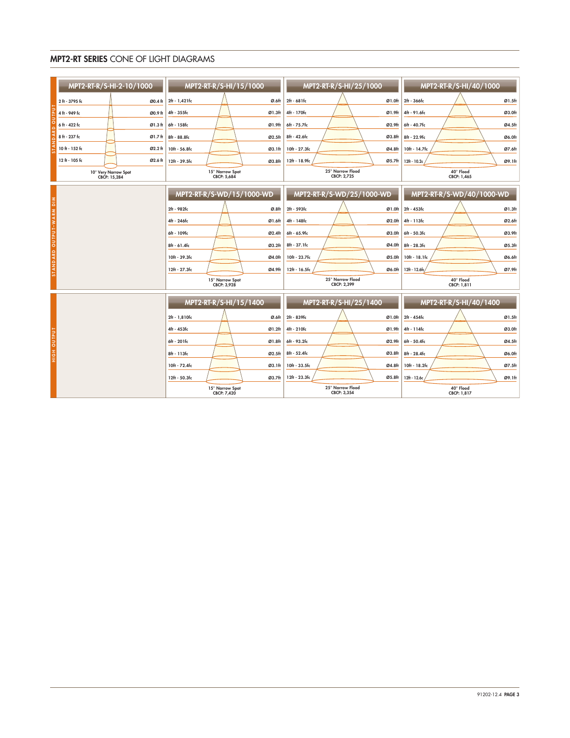## MPT2-RT SERIES CONE OF LIGHT DIAGRAMS

### STANDARD OUTPUT

**MPT2-RT-R/S-HI-2-10/1000**

2 ft - 3795 fc Ø0.4 ft
4 ft - 949 fc Ø0.9 ft
6 ft - 422 fc Ø1.3 ft
8 ft - 237 fc Ø1.7 ft
10 ft - 152 fc Ø2.2 ft
12 ft - 105 fc Ø2.6 ft
10° Very Narrow Spot
CBCP: 15,284

**MPT2-RT-R/S-HI/15/1000**

2ft - 1,421fc Ø.6ft
4ft - 355fc Ø1.3ft
6ft - 158fc Ø1.9ft
8ft - 88.8fc Ø2.5ft
10ft - 56.8fc Ø3.1ft
12ft - 39.5fc Ø3.8ft
15° Narrow Spot
CBCP: 5,684

**MPT2-RT-R/S-HI/25/1000**

2ft - 681fc Ø1.0ft
4ft - 170fc Ø1.9ft
6ft - 75.7fc Ø2.9ft
8ft - 42.6fc Ø3.8ft
10ft - 27.3fc Ø4.8ft
12ft - 18.9fc Ø5.7ft
25° Narrow Flood
CBCP: 2,725

**MPT2-RT-R/S-HI/40/1000**

2ft - 366fc Ø1.5ft
4ft - 91.6fc Ø3.0ft
6ft - 40.7fc Ø4.5ft
8ft - 22.9fc Ø6.0ft
10ft - 14.7fc Ø7.6ft
12ft - 10.2c Ø9.1ft
40° Flood
CBCP: 1,465

### STANDARD OUTPUT–WARM DIM

**MPT2-RT-R/S-WD/15/1000-WD**

2ft - 982fc Ø.8ft
4ft - 246fc Ø1.6ft
6ft - 109fc Ø2.4ft
8ft - 61.4fc Ø3.2ft
10ft - 39.3fc Ø4.0ft
12ft - 27.3fc Ø4.9ft
15° Narrow Spot
CBCP: 3,928

**MPT2-RT-R/S-WD/25/1000-WD**

2ft - 593fc Ø1.0ft
4ft - 148fc Ø2.0ft
6ft - 65.9fc Ø3.0ft
8ft - 37.1fc Ø4.0ft
10ft - 23.7fc Ø5.0ft
12ft - 16.5fc Ø6.0ft
25° Narrow Flood
CBCP: 2,399

**MPT2-RT-R/S-WD/40/1000-WD**

2ft - 453fc Ø1.3ft
4ft - 113fc Ø2.6ft
6ft - 50.3fc Ø3.9ft
8ft - 28.3fc Ø5.3ft
10ft - 18.1fc Ø6.6ft
12ft - 12.6fc Ø7.9ft
40° Flood
CBCP: 1,811

### HIGH OUTPUT

**MPT2-RT-R/S-HI/15/1400**

2ft - 1,810fc Ø.6ft
4ft - 453fc Ø1.2ft
6ft - 201fc Ø1.8ft
8ft - 113fc Ø2.5ft
10ft - 72.4fc Ø3.1ft
12ft - 50.3fc Ø3.7ft
15° Narrow Spot
CBCP: 7,420

**MPT2-RT-R/S-HI/25/1400**

2ft - 839fc Ø1.0ft
4ft - 210fc Ø1.9ft
6ft - 93.2fc Ø2.9ft
8ft - 52.4fc Ø3.8ft
10ft - 33.5fc Ø4.8ft
12ft - 23.3fc Ø5.8ft
25° Narrow Flood
CBCP: 3,354

**MPT2-RT-R/S-HI/40/1400**

2ft - 454fc Ø1.5ft
4ft - 114fc Ø3.0ft
6ft - 50.4fc Ø4.5ft
8ft - 28.4fc Ø6.0ft
10ft - 18.2fc Ø7.5ft
12ft - 12.6c Ø9.1ft
40° Flood
CBCP: 1,817

91202-12.4